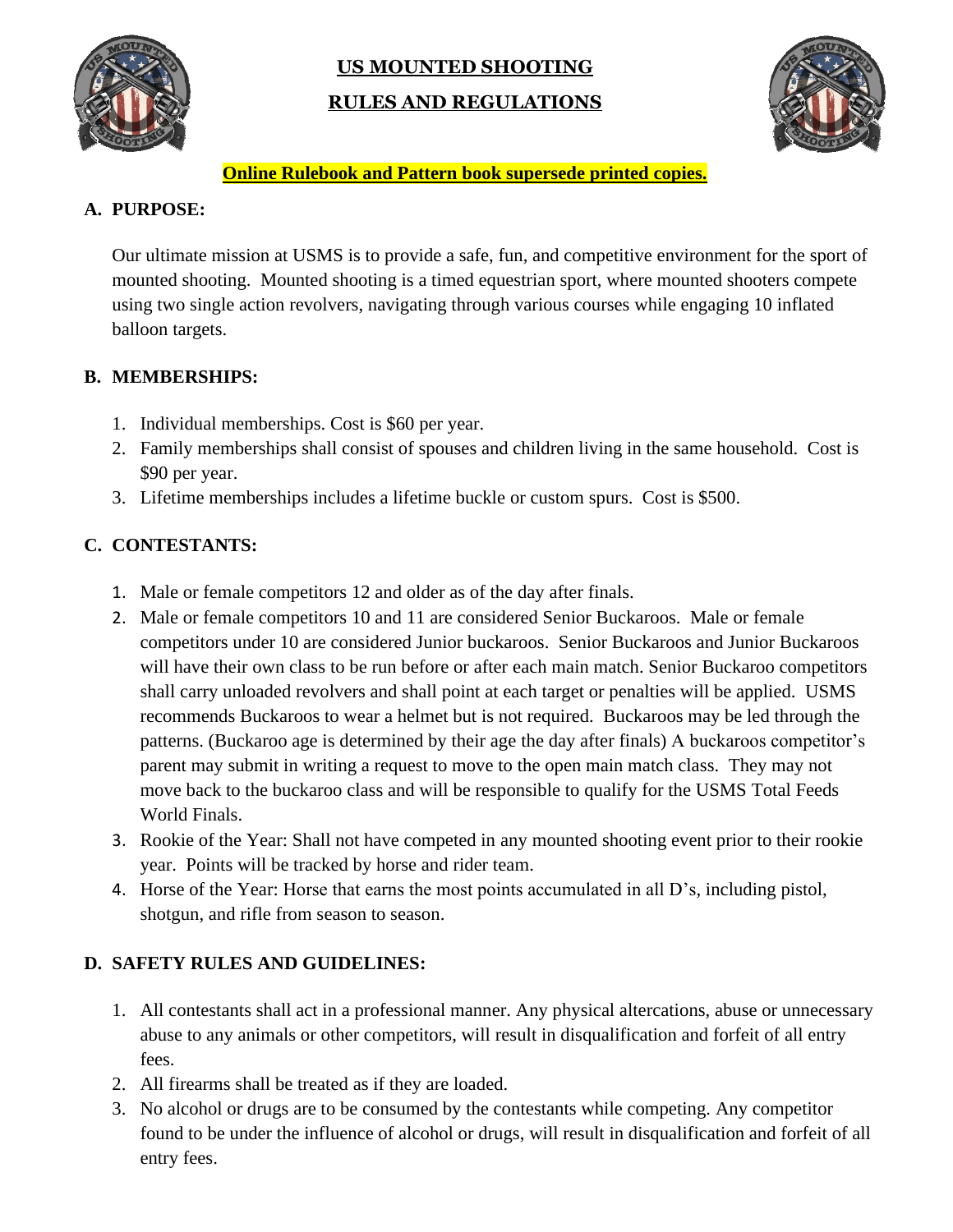# US MOUNTED SHOOTING

# RULES AND REGULATIONS

**Online Rulebook and Pattern book supersede printed copies.**

## A. PURPOSE:

Our ultimate mission at USMS is to provide a safe, fun, and competitive environment for the sport of mounted shooting. Mounted shooting is a timed equestrian sport, where mounted shooters compete using two single action revolvers, navigating through various courses while engaging 10 inflated balloon targets.

## B. MEMBERSHIPS:

1. Individual memberships. Cost is $60 per year.
2. Family memberships shall consist of spouses and children living in the same household. Cost is $90 per year.
3. Lifetime memberships includes a lifetime buckle or custom spurs. Cost is $500.

## C. CONTESTANTS:

1. Male or female competitors 12 and older as of the day after finals.
2. Male or female competitors 10 and 11 are considered Senior Buckaroos. Male or female competitors under 10 are considered Junior buckaroos. Senior Buckaroos and Junior Buckaroos will have their own class to be run before or after each main match. Senior Buckaroo competitors shall carry unloaded revolvers and shall point at each target or penalties will be applied. USMS recommends Buckaroos to wear a helmet but is not required. Buckaroos may be led through the patterns. (Buckaroo age is determined by their age the day after finals) A buckaroos competitor's parent may submit in writing a request to move to the open main match class. They may not move back to the buckaroo class and will be responsible to qualify for the USMS Total Feeds World Finals.
3. Rookie of the Year: Shall not have competed in any mounted shooting event prior to their rookie year. Points will be tracked by horse and rider team.
4. Horse of the Year: Horse that earns the most points accumulated in all D's, including pistol, shotgun, and rifle from season to season.

## D. SAFETY RULES AND GUIDELINES:

1. All contestants shall act in a professional manner. Any physical altercations, abuse or unnecessary abuse to any animals or other competitors, will result in disqualification and forfeit of all entry fees.
2. All firearms shall be treated as if they are loaded.
3. No alcohol or drugs are to be consumed by the contestants while competing. Any competitor found to be under the influence of alcohol or drugs, will result in disqualification and forfeit of all entry fees.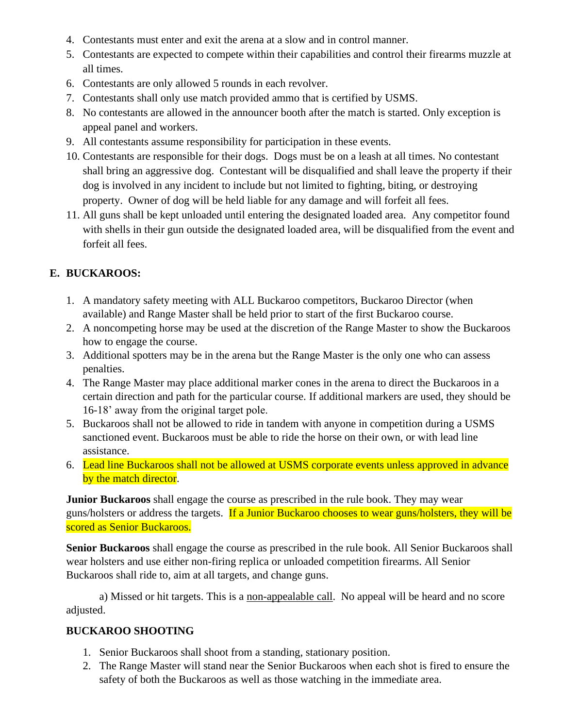4. Contestants must enter and exit the arena at a slow and in control manner.
5. Contestants are expected to compete within their capabilities and control their firearms muzzle at all times.
6. Contestants are only allowed 5 rounds in each revolver.
7. Contestants shall only use match provided ammo that is certified by USMS.
8. No contestants are allowed in the announcer booth after the match is started. Only exception is appeal panel and workers.
9. All contestants assume responsibility for participation in these events.
10. Contestants are responsible for their dogs. Dogs must be on a leash at all times. No contestant shall bring an aggressive dog. Contestant will be disqualified and shall leave the property if their dog is involved in any incident to include but not limited to fighting, biting, or destroying property. Owner of dog will be held liable for any damage and will forfeit all fees.
11. All guns shall be kept unloaded until entering the designated loaded area. Any competitor found with shells in their gun outside the designated loaded area, will be disqualified from the event and forfeit all fees.

## E. BUCKAROOS:

1. A mandatory safety meeting with ALL Buckaroo competitors, Buckaroo Director (when available) and Range Master shall be held prior to start of the first Buckaroo course.
2. A noncompeting horse may be used at the discretion of the Range Master to show the Buckaroos how to engage the course.
3. Additional spotters may be in the arena but the Range Master is the only one who can assess penalties.
4. The Range Master may place additional marker cones in the arena to direct the Buckaroos in a certain direction and path for the particular course. If additional markers are used, they should be 16-18' away from the original target pole.
5. Buckaroos shall not be allowed to ride in tandem with anyone in competition during a USMS sanctioned event. Buckaroos must be able to ride the horse on their own, or with lead line assistance.
6. Lead line Buckaroos shall not be allowed at USMS corporate events unless approved in advance by the match director.

**Junior Buckaroos** shall engage the course as prescribed in the rule book. They may wear guns/holsters or address the targets. If a Junior Buckaroo chooses to wear guns/holsters, they will be scored as Senior Buckaroos.

**Senior Buckaroos** shall engage the course as prescribed in the rule book. All Senior Buckaroos shall wear holsters and use either non-firing replica or unloaded competition firearms. All Senior Buckaroos shall ride to, aim at all targets, and change guns.

a) Missed or hit targets. This is a non-appealable call. No appeal will be heard and no score adjusted.

### BUCKAROO SHOOTING

1. Senior Buckaroos shall shoot from a standing, stationary position.
2. The Range Master will stand near the Senior Buckaroos when each shot is fired to ensure the safety of both the Buckaroos as well as those watching in the immediate area.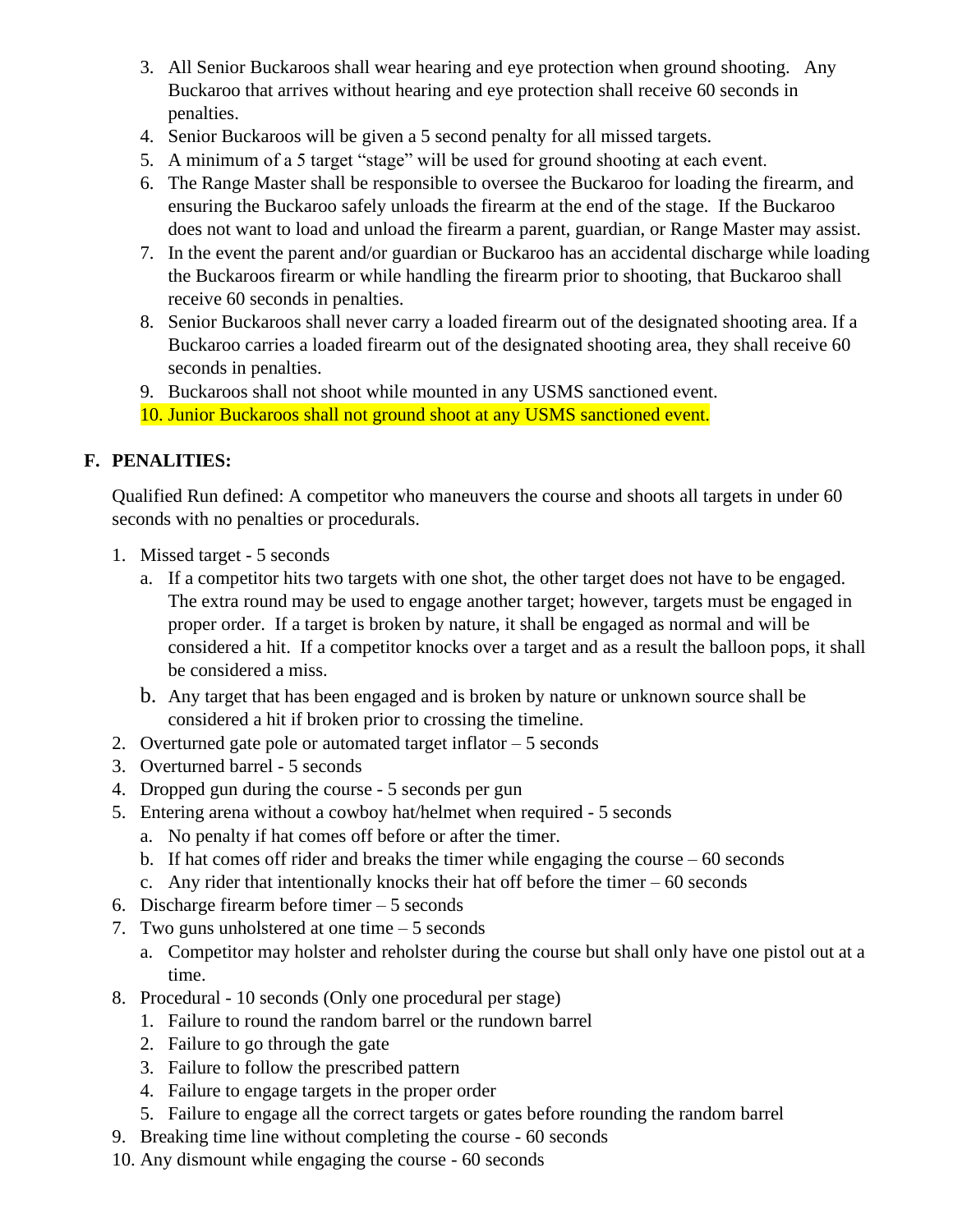3. All Senior Buckaroos shall wear hearing and eye protection when ground shooting. Any Buckaroo that arrives without hearing and eye protection shall receive 60 seconds in penalties.
4. Senior Buckaroos will be given a 5 second penalty for all missed targets.
5. A minimum of a 5 target "stage" will be used for ground shooting at each event.
6. The Range Master shall be responsible to oversee the Buckaroo for loading the firearm, and ensuring the Buckaroo safely unloads the firearm at the end of the stage. If the Buckaroo does not want to load and unload the firearm a parent, guardian, or Range Master may assist.
7. In the event the parent and/or guardian or Buckaroo has an accidental discharge while loading the Buckaroos firearm or while handling the firearm prior to shooting, that Buckaroo shall receive 60 seconds in penalties.
8. Senior Buckaroos shall never carry a loaded firearm out of the designated shooting area. If a Buckaroo carries a loaded firearm out of the designated shooting area, they shall receive 60 seconds in penalties.
9. Buckaroos shall not shoot while mounted in any USMS sanctioned event.
10. Junior Buckaroos shall not ground shoot at any USMS sanctioned event.

## F. PENALITIES:

Qualified Run defined: A competitor who maneuvers the course and shoots all targets in under 60 seconds with no penalties or procedurals.

1. Missed target - 5 seconds
   a. If a competitor hits two targets with one shot, the other target does not have to be engaged. The extra round may be used to engage another target; however, targets must be engaged in proper order. If a target is broken by nature, it shall be engaged as normal and will be considered a hit. If a competitor knocks over a target and as a result the balloon pops, it shall be considered a miss.
   b. Any target that has been engaged and is broken by nature or unknown source shall be considered a hit if broken prior to crossing the timeline.
2. Overturned gate pole or automated target inflator – 5 seconds
3. Overturned barrel - 5 seconds
4. Dropped gun during the course - 5 seconds per gun
5. Entering arena without a cowboy hat/helmet when required - 5 seconds
   a. No penalty if hat comes off before or after the timer.
   b. If hat comes off rider and breaks the timer while engaging the course – 60 seconds
   c. Any rider that intentionally knocks their hat off before the timer – 60 seconds
6. Discharge firearm before timer – 5 seconds
7. Two guns unholstered at one time – 5 seconds
   a. Competitor may holster and reholster during the course but shall only have one pistol out at a time.
8. Procedural - 10 seconds (Only one procedural per stage)
   1. Failure to round the random barrel or the rundown barrel
   2. Failure to go through the gate
   3. Failure to follow the prescribed pattern
   4. Failure to engage targets in the proper order
   5. Failure to engage all the correct targets or gates before rounding the random barrel
9. Breaking time line without completing the course - 60 seconds
10. Any dismount while engaging the course - 60 seconds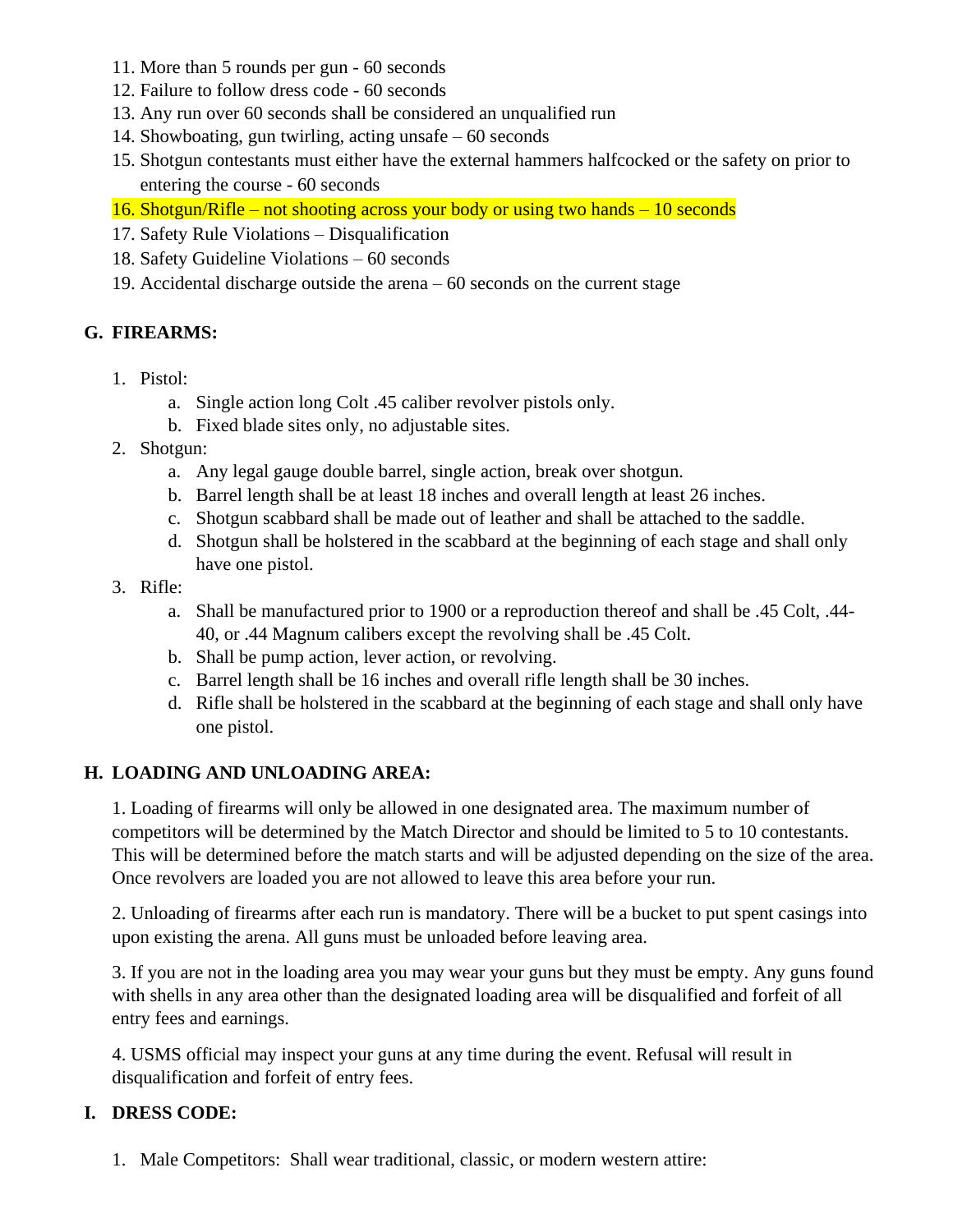11. More than 5 rounds per gun - 60 seconds
12. Failure to follow dress code - 60 seconds
13. Any run over 60 seconds shall be considered an unqualified run
14. Showboating, gun twirling, acting unsafe – 60 seconds
15. Shotgun contestants must either have the external hammers halfcocked or the safety on prior to entering the course - 60 seconds
16. Shotgun/Rifle – not shooting across your body or using two hands – 10 seconds
17. Safety Rule Violations – Disqualification
18. Safety Guideline Violations – 60 seconds
19. Accidental discharge outside the arena – 60 seconds on the current stage

## G. FIREARMS:

1. Pistol:
   a. Single action long Colt .45 caliber revolver pistols only.
   b. Fixed blade sites only, no adjustable sites.
2. Shotgun:
   a. Any legal gauge double barrel, single action, break over shotgun.
   b. Barrel length shall be at least 18 inches and overall length at least 26 inches.
   c. Shotgun scabbard shall be made out of leather and shall be attached to the saddle.
   d. Shotgun shall be holstered in the scabbard at the beginning of each stage and shall only have one pistol.
3. Rifle:
   a. Shall be manufactured prior to 1900 or a reproduction thereof and shall be .45 Colt, .44-40, or .44 Magnum calibers except the revolving shall be .45 Colt.
   b. Shall be pump action, lever action, or revolving.
   c. Barrel length shall be 16 inches and overall rifle length shall be 30 inches.
   d. Rifle shall be holstered in the scabbard at the beginning of each stage and shall only have one pistol.

## H. LOADING AND UNLOADING AREA:

1. Loading of firearms will only be allowed in one designated area. The maximum number of competitors will be determined by the Match Director and should be limited to 5 to 10 contestants. This will be determined before the match starts and will be adjusted depending on the size of the area. Once revolvers are loaded you are not allowed to leave this area before your run.

2. Unloading of firearms after each run is mandatory. There will be a bucket to put spent casings into upon existing the arena. All guns must be unloaded before leaving area.

3. If you are not in the loading area you may wear your guns but they must be empty. Any guns found with shells in any area other than the designated loading area will be disqualified and forfeit of all entry fees and earnings.

4. USMS official may inspect your guns at any time during the event. Refusal will result in disqualification and forfeit of entry fees.

## I. DRESS CODE:

1. Male Competitors: Shall wear traditional, classic, or modern western attire: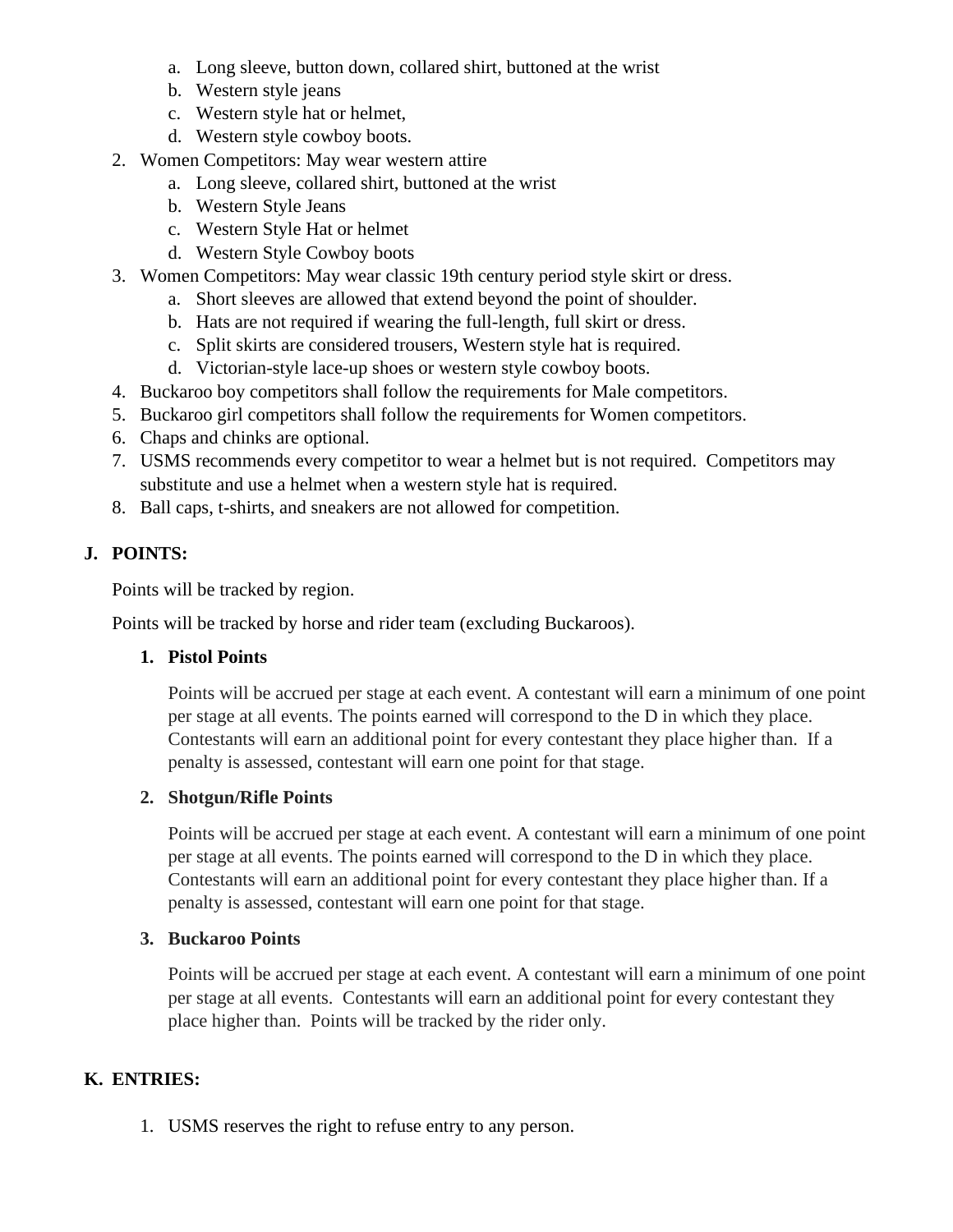a. Long sleeve, button down, collared shirt, buttoned at the wrist
   b. Western style jeans
   c. Western style hat or helmet,
   d. Western style cowboy boots.
2. Women Competitors: May wear western attire
   a. Long sleeve, collared shirt, buttoned at the wrist
   b. Western Style Jeans
   c. Western Style Hat or helmet
   d. Western Style Cowboy boots
3. Women Competitors: May wear classic 19th century period style skirt or dress.
   a. Short sleeves are allowed that extend beyond the point of shoulder.
   b. Hats are not required if wearing the full-length, full skirt or dress.
   c. Split skirts are considered trousers, Western style hat is required.
   d. Victorian-style lace-up shoes or western style cowboy boots.
4. Buckaroo boy competitors shall follow the requirements for Male competitors.
5. Buckaroo girl competitors shall follow the requirements for Women competitors.
6. Chaps and chinks are optional.
7. USMS recommends every competitor to wear a helmet but is not required. Competitors may substitute and use a helmet when a western style hat is required.
8. Ball caps, t-shirts, and sneakers are not allowed for competition.

## J. POINTS:

Points will be tracked by region.

Points will be tracked by horse and rider team (excluding Buckaroos).

### 1. Pistol Points

Points will be accrued per stage at each event. A contestant will earn a minimum of one point per stage at all events. The points earned will correspond to the D in which they place. Contestants will earn an additional point for every contestant they place higher than. If a penalty is assessed, contestant will earn one point for that stage.

### 2. Shotgun/Rifle Points

Points will be accrued per stage at each event. A contestant will earn a minimum of one point per stage at all events. The points earned will correspond to the D in which they place. Contestants will earn an additional point for every contestant they place higher than. If a penalty is assessed, contestant will earn one point for that stage.

### 3. Buckaroo Points

Points will be accrued per stage at each event. A contestant will earn a minimum of one point per stage at all events. Contestants will earn an additional point for every contestant they place higher than. Points will be tracked by the rider only.

## K. ENTRIES:

1. USMS reserves the right to refuse entry to any person.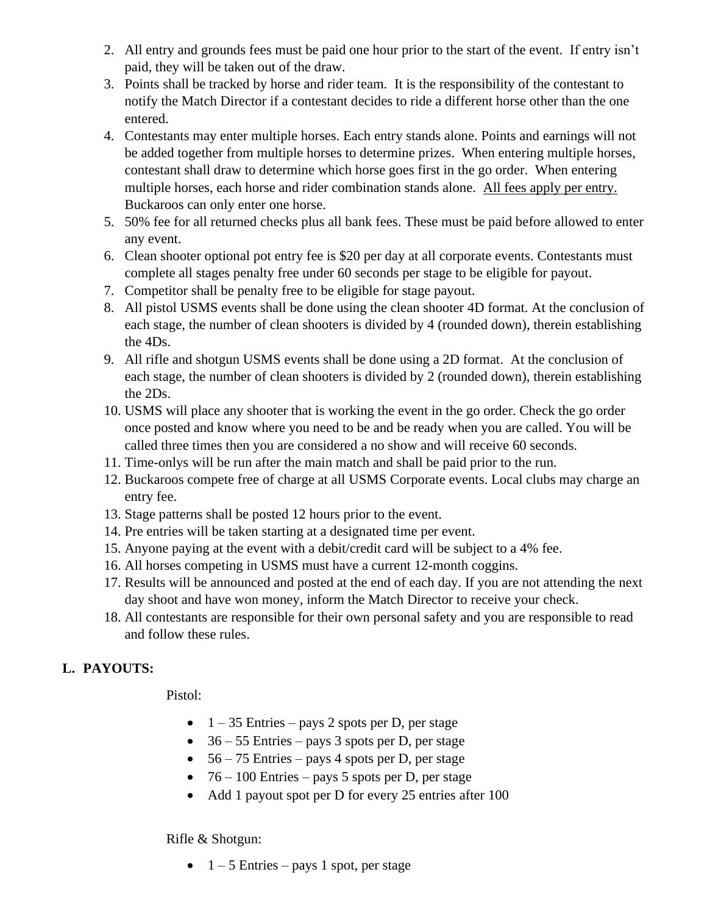2. All entry and grounds fees must be paid one hour prior to the start of the event. If entry isn't paid, they will be taken out of the draw.
3. Points shall be tracked by horse and rider team. It is the responsibility of the contestant to notify the Match Director if a contestant decides to ride a different horse other than the one entered.
4. Contestants may enter multiple horses. Each entry stands alone. Points and earnings will not be added together from multiple horses to determine prizes. When entering multiple horses, contestant shall draw to determine which horse goes first in the go order. When entering multiple horses, each horse and rider combination stands alone. <u>All fees apply per entry.</u> Buckaroos can only enter one horse.
5. 50% fee for all returned checks plus all bank fees. These must be paid before allowed to enter any event.
6. Clean shooter optional pot entry fee is $20 per day at all corporate events. Contestants must complete all stages penalty free under 60 seconds per stage to be eligible for payout.
7. Competitor shall be penalty free to be eligible for stage payout.
8. All pistol USMS events shall be done using the clean shooter 4D format. At the conclusion of each stage, the number of clean shooters is divided by 4 (rounded down), therein establishing the 4Ds.
9. All rifle and shotgun USMS events shall be done using a 2D format. At the conclusion of each stage, the number of clean shooters is divided by 2 (rounded down), therein establishing the 2Ds.
10. USMS will place any shooter that is working the event in the go order. Check the go order once posted and know where you need to be and be ready when you are called. You will be called three times then you are considered a no show and will receive 60 seconds.
11. Time-onlys will be run after the main match and shall be paid prior to the run.
12. Buckaroos compete free of charge at all USMS Corporate events. Local clubs may charge an entry fee.
13. Stage patterns shall be posted 12 hours prior to the event.
14. Pre entries will be taken starting at a designated time per event.
15. Anyone paying at the event with a debit/credit card will be subject to a 4% fee.
16. All horses competing in USMS must have a current 12-month coggins.
17. Results will be announced and posted at the end of each day. If you are not attending the next day shoot and have won money, inform the Match Director to receive your check.
18. All contestants are responsible for their own personal safety and you are responsible to read and follow these rules.

## L. PAYOUTS:

Pistol:

- 1 – 35 Entries – pays 2 spots per D, per stage
- 36 – 55 Entries – pays 3 spots per D, per stage
- 56 – 75 Entries – pays 4 spots per D, per stage
- 76 – 100 Entries – pays 5 spots per D, per stage
- Add 1 payout spot per D for every 25 entries after 100

Rifle & Shotgun:

- 1 – 5 Entries – pays 1 spot, per stage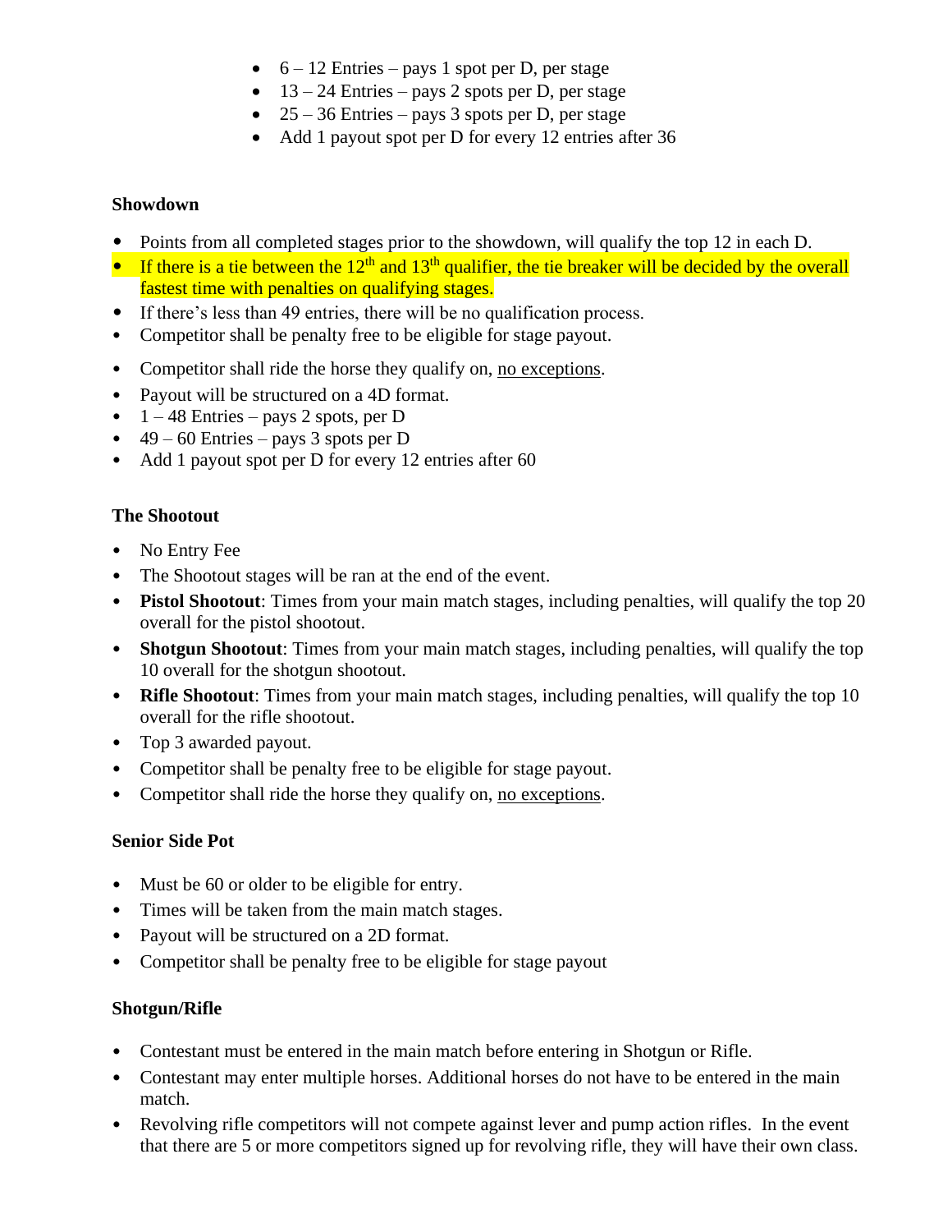- 6 – 12 Entries – pays 1 spot per D, per stage
- 13 – 24 Entries – pays 2 spots per D, per stage
- 25 – 36 Entries – pays 3 spots per D, per stage
- Add 1 payout spot per D for every 12 entries after 36

**Showdown**

- Points from all completed stages prior to the showdown, will qualify the top 12 in each D.
- If there is a tie between the 12th and 13th qualifier, the tie breaker will be decided by the overall fastest time with penalties on qualifying stages.
- If there's less than 49 entries, there will be no qualification process.
- Competitor shall be penalty free to be eligible for stage payout.
- Competitor shall ride the horse they qualify on, no exceptions.
- Payout will be structured on a 4D format.
- 1 – 48 Entries – pays 2 spots, per D
- 49 – 60 Entries – pays 3 spots per D
- Add 1 payout spot per D for every 12 entries after 60

**The Shootout**

- No Entry Fee
- The Shootout stages will be ran at the end of the event.
- **Pistol Shootout**: Times from your main match stages, including penalties, will qualify the top 20 overall for the pistol shootout.
- **Shotgun Shootout**: Times from your main match stages, including penalties, will qualify the top 10 overall for the shotgun shootout.
- **Rifle Shootout**: Times from your main match stages, including penalties, will qualify the top 10 overall for the rifle shootout.
- Top 3 awarded payout.
- Competitor shall be penalty free to be eligible for stage payout.
- Competitor shall ride the horse they qualify on, no exceptions.

**Senior Side Pot**

- Must be 60 or older to be eligible for entry.
- Times will be taken from the main match stages.
- Payout will be structured on a 2D format.
- Competitor shall be penalty free to be eligible for stage payout

**Shotgun/Rifle**

- Contestant must be entered in the main match before entering in Shotgun or Rifle.
- Contestant may enter multiple horses. Additional horses do not have to be entered in the main match.
- Revolving rifle competitors will not compete against lever and pump action rifles. In the event that there are 5 or more competitors signed up for revolving rifle, they will have their own class.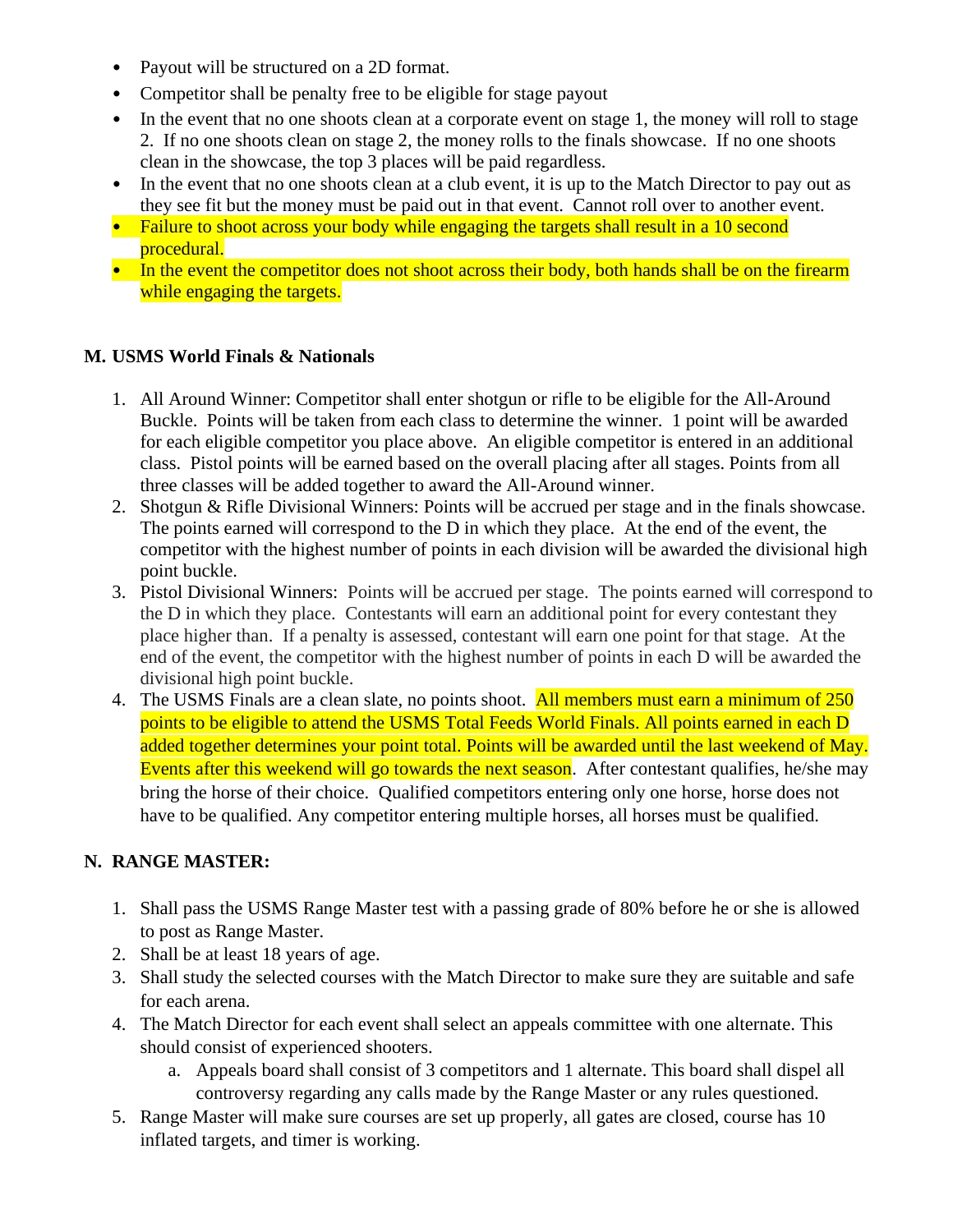- Payout will be structured on a 2D format.
- Competitor shall be penalty free to be eligible for stage payout
- In the event that no one shoots clean at a corporate event on stage 1, the money will roll to stage 2. If no one shoots clean on stage 2, the money rolls to the finals showcase. If no one shoots clean in the showcase, the top 3 places will be paid regardless.
- In the event that no one shoots clean at a club event, it is up to the Match Director to pay out as they see fit but the money must be paid out in that event. Cannot roll over to another event.
- Failure to shoot across your body while engaging the targets shall result in a 10 second procedural.
- In the event the competitor does not shoot across their body, both hands shall be on the firearm while engaging the targets.

**M. USMS World Finals & Nationals**

1. All Around Winner: Competitor shall enter shotgun or rifle to be eligible for the All-Around Buckle. Points will be taken from each class to determine the winner. 1 point will be awarded for each eligible competitor you place above. An eligible competitor is entered in an additional class. Pistol points will be earned based on the overall placing after all stages. Points from all three classes will be added together to award the All-Around winner.
2. Shotgun & Rifle Divisional Winners: Points will be accrued per stage and in the finals showcase. The points earned will correspond to the D in which they place. At the end of the event, the competitor with the highest number of points in each division will be awarded the divisional high point buckle.
3. Pistol Divisional Winners: Points will be accrued per stage. The points earned will correspond to the D in which they place. Contestants will earn an additional point for every contestant they place higher than. If a penalty is assessed, contestant will earn one point for that stage. At the end of the event, the competitor with the highest number of points in each D will be awarded the divisional high point buckle.
4. The USMS Finals are a clean slate, no points shoot. All members must earn a minimum of 250 points to be eligible to attend the USMS Total Feeds World Finals. All points earned in each D added together determines your point total. Points will be awarded until the last weekend of May. Events after this weekend will go towards the next season. After contestant qualifies, he/she may bring the horse of their choice. Qualified competitors entering only one horse, horse does not have to be qualified. Any competitor entering multiple horses, all horses must be qualified.

**N. RANGE MASTER:**

1. Shall pass the USMS Range Master test with a passing grade of 80% before he or she is allowed to post as Range Master.
2. Shall be at least 18 years of age.
3. Shall study the selected courses with the Match Director to make sure they are suitable and safe for each arena.
4. The Match Director for each event shall select an appeals committee with one alternate. This should consist of experienced shooters.
    a. Appeals board shall consist of 3 competitors and 1 alternate. This board shall dispel all controversy regarding any calls made by the Range Master or any rules questioned.
5. Range Master will make sure courses are set up properly, all gates are closed, course has 10 inflated targets, and timer is working.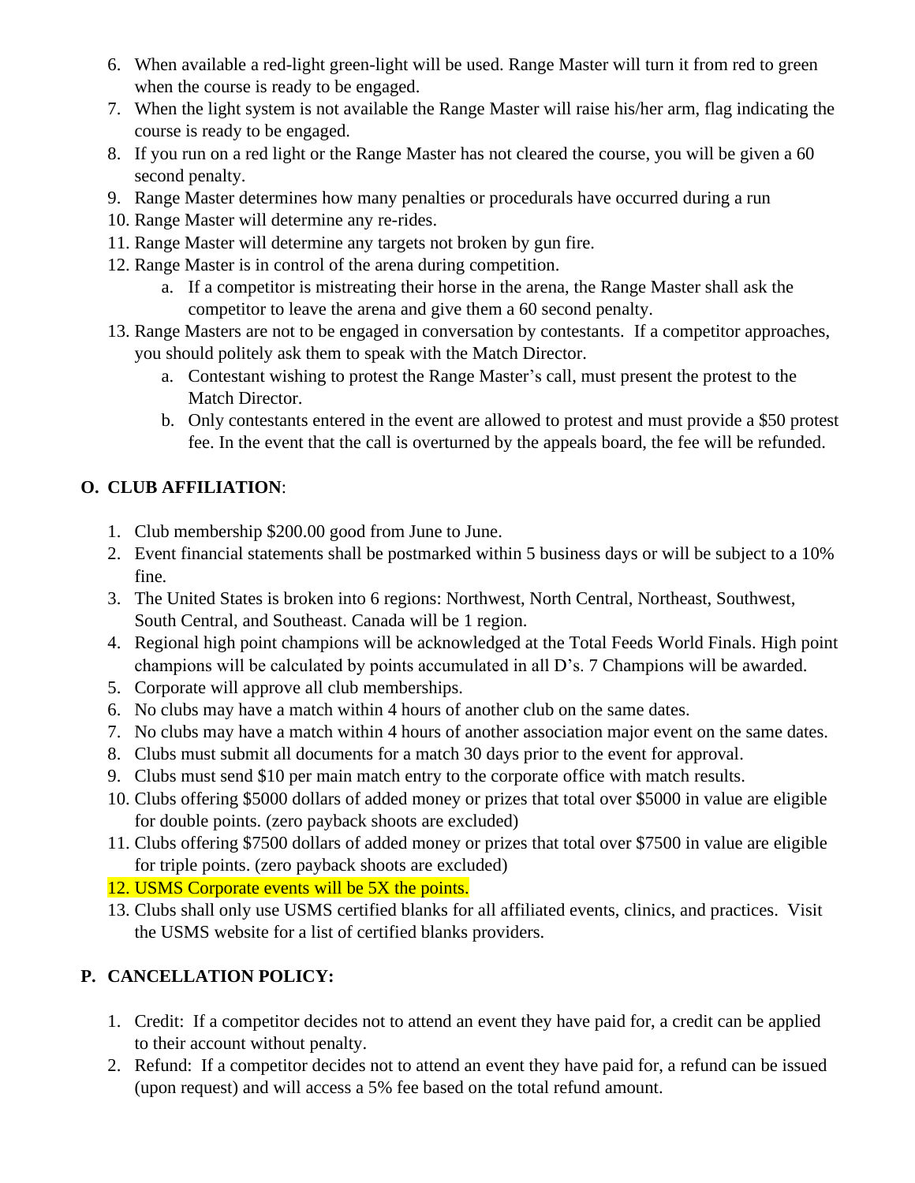6. When available a red-light green-light will be used. Range Master will turn it from red to green when the course is ready to be engaged.
7. When the light system is not available the Range Master will raise his/her arm, flag indicating the course is ready to be engaged.
8. If you run on a red light or the Range Master has not cleared the course, you will be given a 60 second penalty.
9. Range Master determines how many penalties or procedurals have occurred during a run
10. Range Master will determine any re-rides.
11. Range Master will determine any targets not broken by gun fire.
12. Range Master is in control of the arena during competition.
    a. If a competitor is mistreating their horse in the arena, the Range Master shall ask the competitor to leave the arena and give them a 60 second penalty.
13. Range Masters are not to be engaged in conversation by contestants. If a competitor approaches, you should politely ask them to speak with the Match Director.
    a. Contestant wishing to protest the Range Master's call, must present the protest to the Match Director.
    b. Only contestants entered in the event are allowed to protest and must provide a $50 protest fee. In the event that the call is overturned by the appeals board, the fee will be refunded.

## O. CLUB AFFILIATION:

1. Club membership $200.00 good from June to June.
2. Event financial statements shall be postmarked within 5 business days or will be subject to a 10% fine.
3. The United States is broken into 6 regions: Northwest, North Central, Northeast, Southwest, South Central, and Southeast. Canada will be 1 region.
4. Regional high point champions will be acknowledged at the Total Feeds World Finals. High point champions will be calculated by points accumulated in all D's. 7 Champions will be awarded.
5. Corporate will approve all club memberships.
6. No clubs may have a match within 4 hours of another club on the same dates.
7. No clubs may have a match within 4 hours of another association major event on the same dates.
8. Clubs must submit all documents for a match 30 days prior to the event for approval.
9. Clubs must send $10 per main match entry to the corporate office with match results.
10. Clubs offering $5000 dollars of added money or prizes that total over $5000 in value are eligible for double points. (zero payback shoots are excluded)
11. Clubs offering $7500 dollars of added money or prizes that total over $7500 in value are eligible for triple points. (zero payback shoots are excluded)
12. USMS Corporate events will be 5X the points.
13. Clubs shall only use USMS certified blanks for all affiliated events, clinics, and practices. Visit the USMS website for a list of certified blanks providers.

## P. CANCELLATION POLICY:

1. Credit: If a competitor decides not to attend an event they have paid for, a credit can be applied to their account without penalty.
2. Refund: If a competitor decides not to attend an event they have paid for, a refund can be issued (upon request) and will access a 5% fee based on the total refund amount.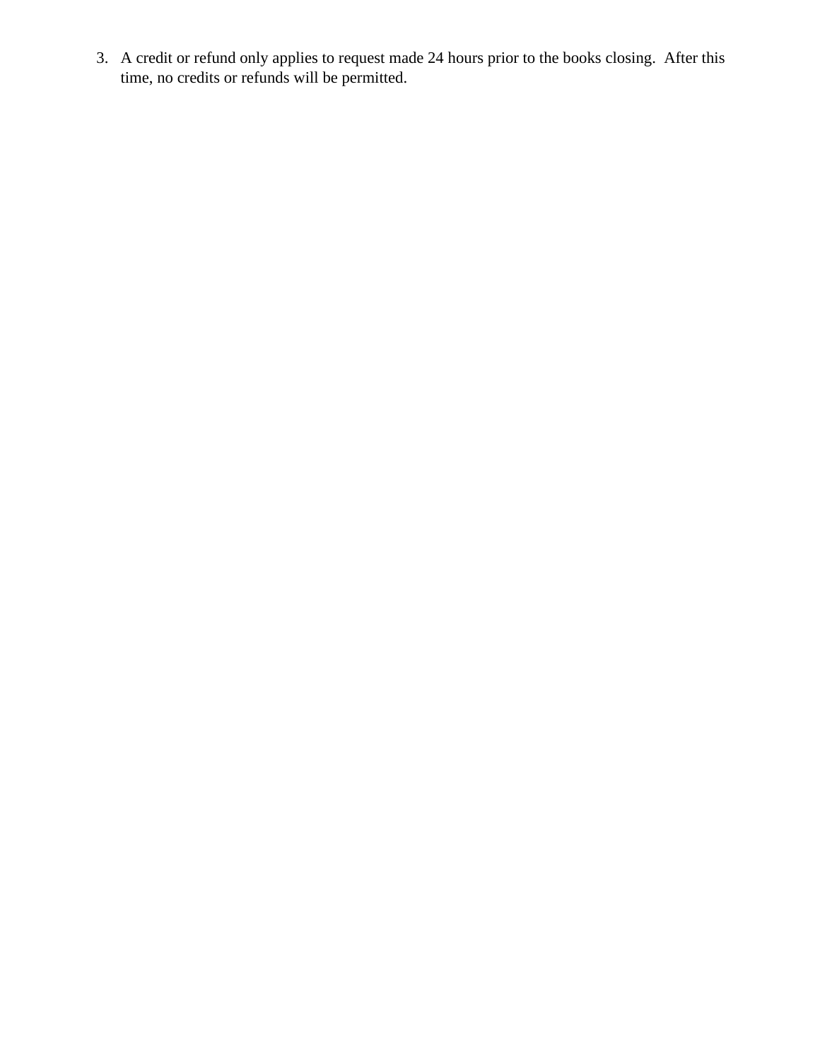3. A credit or refund only applies to request made 24 hours prior to the books closing. After this time, no credits or refunds will be permitted.